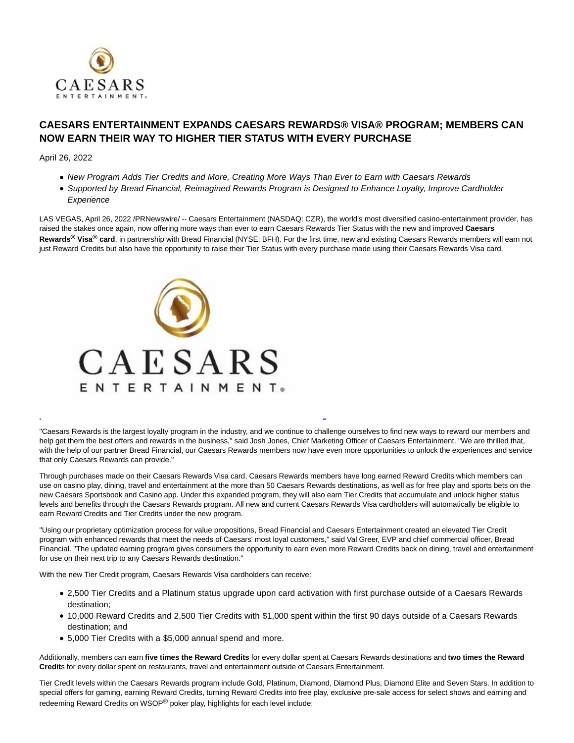# CAESARS ENTERTAINMENT EXPANDS CAESARS REWARDS® VISA® PROGRAM; MEMBERS CAN NOW EARN THEIR WAY TO HIGHER TIER STATUS WITH EVERY PURCHASE

April 26, 2022

- *New Program Adds Tier Credits and More, Creating More Ways Than Ever to Earn with Caesars Rewards*
- *Supported by Bread Financial, Reimagined Rewards Program is Designed to Enhance Loyalty, Improve Cardholder Experience*

LAS VEGAS, April 26, 2022 /PRNewswire/ -- Caesars Entertainment (NASDAQ: CZR), the world's most diversified casino-entertainment provider, has raised the stakes once again, now offering more ways than ever to earn Caesars Rewards Tier Status with the new and improved **Caesars Rewards® Visa® card**, in partnership with Bread Financial (NYSE: BFH). For the first time, new and existing Caesars Rewards members will earn not just Reward Credits but also have the opportunity to raise their Tier Status with every purchase made using their Caesars Rewards Visa card.

"Caesars Rewards is the largest loyalty program in the industry, and we continue to challenge ourselves to find new ways to reward our members and help get them the best offers and rewards in the business," said Josh Jones, Chief Marketing Officer of Caesars Entertainment. "We are thrilled that, with the help of our partner Bread Financial, our Caesars Rewards members now have even more opportunities to unlock the experiences and service that only Caesars Rewards can provide."

Through purchases made on their Caesars Rewards Visa card, Caesars Rewards members have long earned Reward Credits which members can use on casino play, dining, travel and entertainment at the more than 50 Caesars Rewards destinations, as well as for free play and sports bets on the new Caesars Sportsbook and Casino app. Under this expanded program, they will also earn Tier Credits that accumulate and unlock higher status levels and benefits through the Caesars Rewards program. All new and current Caesars Rewards Visa cardholders will automatically be eligible to earn Reward Credits and Tier Credits under the new program.

"Using our proprietary optimization process for value propositions, Bread Financial and Caesars Entertainment created an elevated Tier Credit program with enhanced rewards that meet the needs of Caesars' most loyal customers," said Val Greer, EVP and chief commercial officer, Bread Financial. "The updated earning program gives consumers the opportunity to earn even more Reward Credits back on dining, travel and entertainment for use on their next trip to any Caesars Rewards destination."

With the new Tier Credit program, Caesars Rewards Visa cardholders can receive:

- 2,500 Tier Credits and a Platinum status upgrade upon card activation with first purchase outside of a Caesars Rewards destination;
- 10,000 Reward Credits and 2,500 Tier Credits with $1,000 spent within the first 90 days outside of a Caesars Rewards destination; and
- 5,000 Tier Credits with a $5,000 annual spend and more.

Additionally, members can earn **five times the Reward Credits** for every dollar spent at Caesars Rewards destinations and **two times the Reward Credit**s for every dollar spent on restaurants, travel and entertainment outside of Caesars Entertainment.

Tier Credit levels within the Caesars Rewards program include Gold, Platinum, Diamond, Diamond Plus, Diamond Elite and Seven Stars. In addition to special offers for gaming, earning Reward Credits, turning Reward Credits into free play, exclusive pre-sale access for select shows and earning and redeeming Reward Credits on WSOP® poker play, highlights for each level include: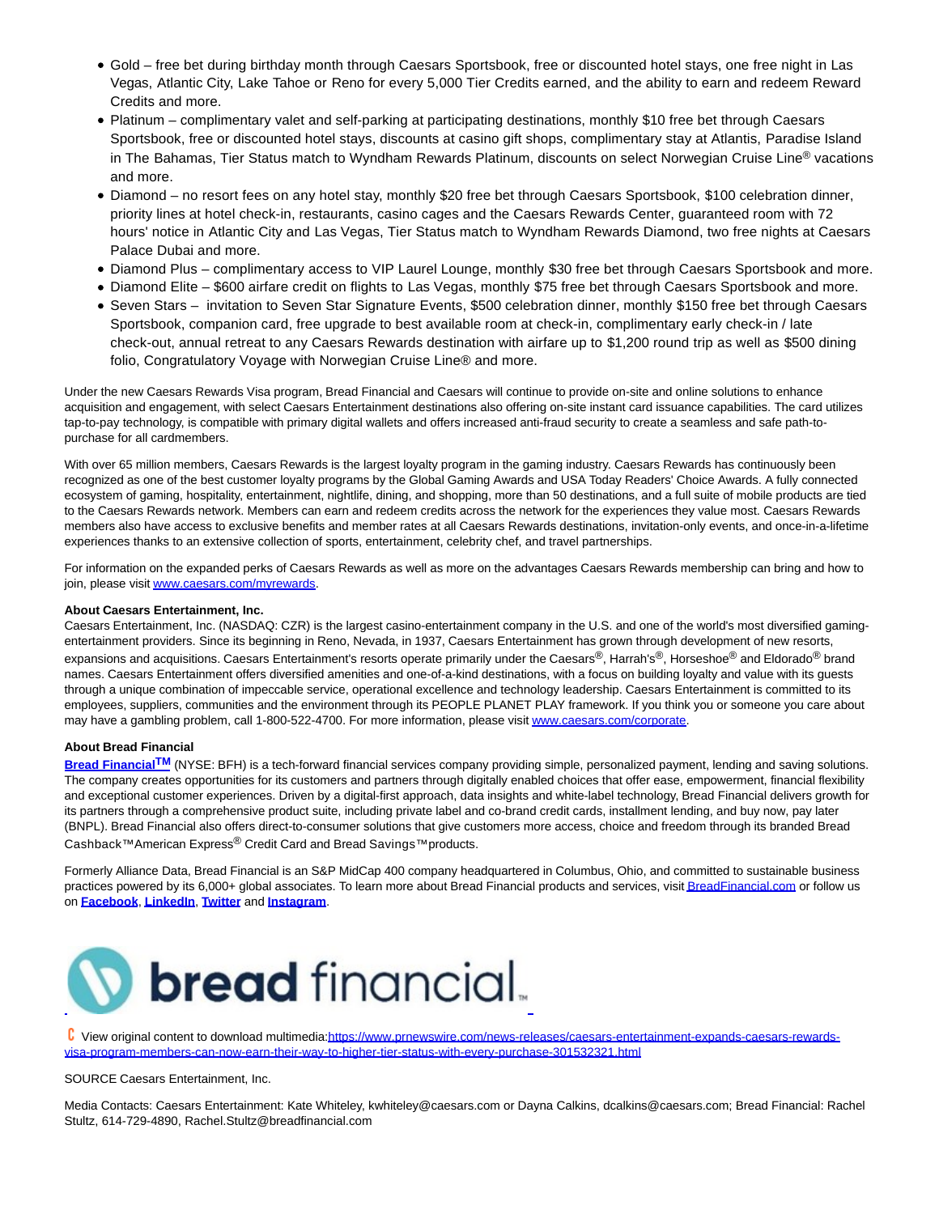- Gold – free bet during birthday month through Caesars Sportsbook, free or discounted hotel stays, one free night in Las Vegas, Atlantic City, Lake Tahoe or Reno for every 5,000 Tier Credits earned, and the ability to earn and redeem Reward Credits and more.
- Platinum – complimentary valet and self-parking at participating destinations, monthly $10 free bet through Caesars Sportsbook, free or discounted hotel stays, discounts at casino gift shops, complimentary stay at Atlantis, Paradise Island in The Bahamas, Tier Status match to Wyndham Rewards Platinum, discounts on select Norwegian Cruise Line® vacations and more.
- Diamond – no resort fees on any hotel stay, monthly $20 free bet through Caesars Sportsbook, $100 celebration dinner, priority lines at hotel check-in, restaurants, casino cages and the Caesars Rewards Center, guaranteed room with 72 hours' notice in Atlantic City and Las Vegas, Tier Status match to Wyndham Rewards Diamond, two free nights at Caesars Palace Dubai and more.
- Diamond Plus – complimentary access to VIP Laurel Lounge, monthly $30 free bet through Caesars Sportsbook and more.
- Diamond Elite – $600 airfare credit on flights to Las Vegas, monthly $75 free bet through Caesars Sportsbook and more.
- Seven Stars – invitation to Seven Star Signature Events, $500 celebration dinner, monthly $150 free bet through Caesars Sportsbook, companion card, free upgrade to best available room at check-in, complimentary early check-in / late check-out, annual retreat to any Caesars Rewards destination with airfare up to $1,200 round trip as well as $500 dining folio, Congratulatory Voyage with Norwegian Cruise Line® and more.

Under the new Caesars Rewards Visa program, Bread Financial and Caesars will continue to provide on-site and online solutions to enhance acquisition and engagement, with select Caesars Entertainment destinations also offering on-site instant card issuance capabilities. The card utilizes tap-to-pay technology, is compatible with primary digital wallets and offers increased anti-fraud security to create a seamless and safe path-to-purchase for all cardmembers.

With over 65 million members, Caesars Rewards is the largest loyalty program in the gaming industry. Caesars Rewards has continuously been recognized as one of the best customer loyalty programs by the Global Gaming Awards and USA Today Readers' Choice Awards. A fully connected ecosystem of gaming, hospitality, entertainment, nightlife, dining, and shopping, more than 50 destinations, and a full suite of mobile products are tied to the Caesars Rewards network. Members can earn and redeem credits across the network for the experiences they value most. Caesars Rewards members also have access to exclusive benefits and member rates at all Caesars Rewards destinations, invitation-only events, and once-in-a-lifetime experiences thanks to an extensive collection of sports, entertainment, celebrity chef, and travel partnerships.

For information on the expanded perks of Caesars Rewards as well as more on the advantages Caesars Rewards membership can bring and how to join, please visit www.caesars.com/myrewards.

**About Caesars Entertainment, Inc.**

Caesars Entertainment, Inc. (NASDAQ: CZR) is the largest casino-entertainment company in the U.S. and one of the world's most diversified gaming-entertainment providers. Since its beginning in Reno, Nevada, in 1937, Caesars Entertainment has grown through development of new resorts, expansions and acquisitions. Caesars Entertainment's resorts operate primarily under the Caesars®, Harrah's®, Horseshoe® and Eldorado® brand names. Caesars Entertainment offers diversified amenities and one-of-a-kind destinations, with a focus on building loyalty and value with its guests through a unique combination of impeccable service, operational excellence and technology leadership. Caesars Entertainment is committed to its employees, suppliers, communities and the environment through its PEOPLE PLANET PLAY framework. If you think you or someone you care about may have a gambling problem, call 1-800-522-4700. For more information, please visit www.caesars.com/corporate.

**About Bread Financial**

**Bread Financial™** (NYSE: BFH) is a tech-forward financial services company providing simple, personalized payment, lending and saving solutions. The company creates opportunities for its customers and partners through digitally enabled choices that offer ease, empowerment, financial flexibility and exceptional customer experiences. Driven by a digital-first approach, data insights and white-label technology, Bread Financial delivers growth for its partners through a comprehensive product suite, including private label and co-brand credit cards, installment lending, and buy now, pay later (BNPL). Bread Financial also offers direct-to-consumer solutions that give customers more access, choice and freedom through its branded Bread Cashback™ American Express® Credit Card and Bread Savings™ products.

Formerly Alliance Data, Bread Financial is an S&P MidCap 400 company headquartered in Columbus, Ohio, and committed to sustainable business practices powered by its 6,000+ global associates. To learn more about Bread Financial products and services, visit BreadFinancial.com or follow us on **Facebook**, **LinkedIn**, **Twitter** and **Instagram**.

bread financial™

View original content to download multimedia: https://www.prnewswire.com/news-releases/caesars-entertainment-expands-caesars-rewards-visa-program-members-can-now-earn-their-way-to-higher-tier-status-with-every-purchase-301532321.html

SOURCE Caesars Entertainment, Inc.

Media Contacts: Caesars Entertainment: Kate Whiteley, kwhiteley@caesars.com or Dayna Calkins, dcalkins@caesars.com; Bread Financial: Rachel Stultz, 614-729-4890, Rachel.Stultz@breadfinancial.com